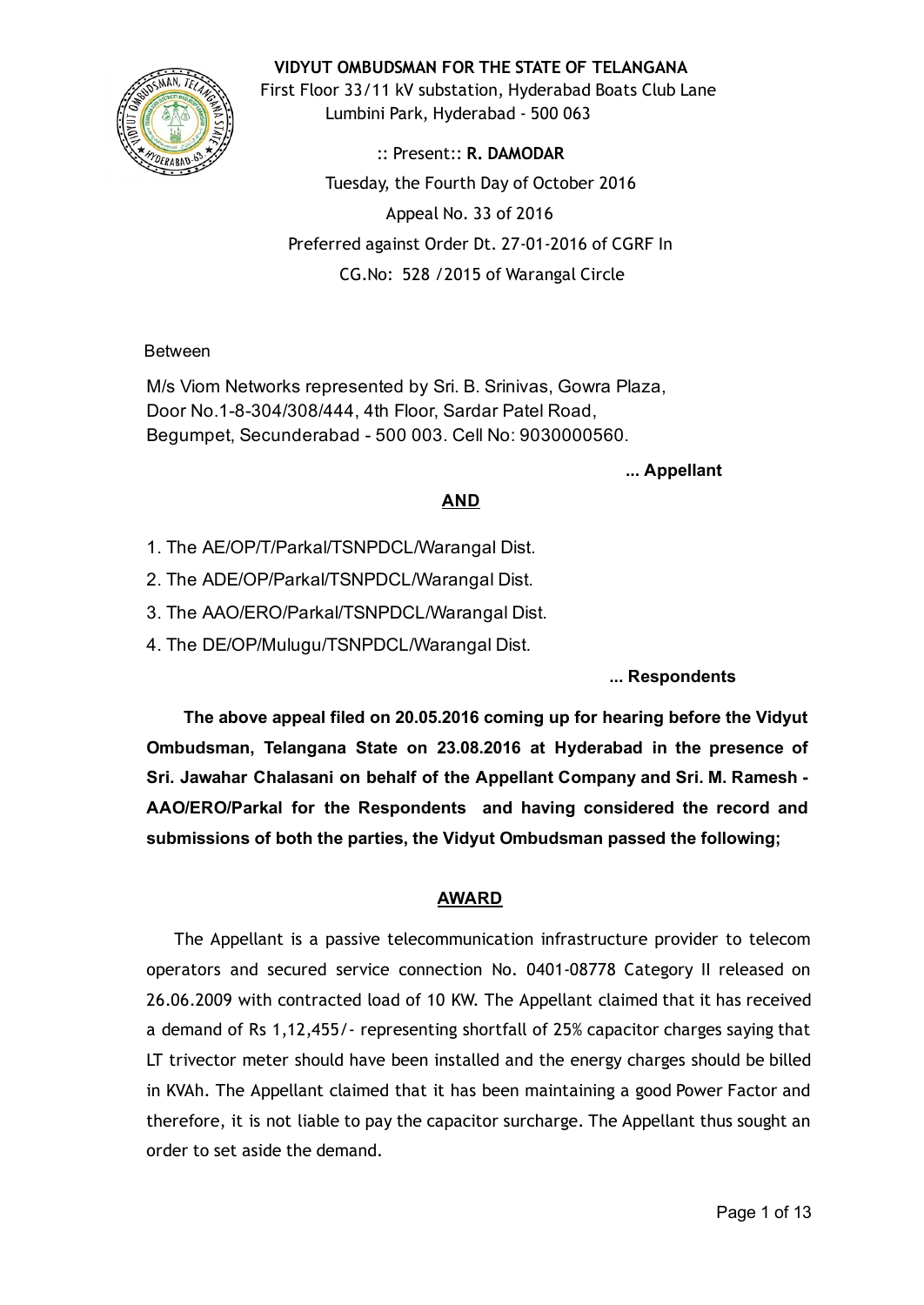**VIDYUT OMBUDSMAN FOR THE STATE OF TELANGANA**

First Floor 33/11 kV substation, Hyderabad Boats Club Lane
Lumbini Park, Hyderabad - 500 063

:: Present:: **R. DAMODAR**

Tuesday, the Fourth Day of October 2016

Appeal No. 33 of 2016

Preferred against Order Dt. 27-01-2016 of CGRF In
CG.No: 528 /2015 of Warangal Circle

Between

M/s Viom Networks represented by Sri. B. Srinivas, Gowra Plaza,
Door No.1-8-304/308/444, 4th Floor, Sardar Patel Road,
Begumpet, Secunderabad - 500 003. Cell No: 9030000560.

**... Appellant**

**AND**

1. The AE/OP/T/Parkal/TSNPDCL/Warangal Dist.
2. The ADE/OP/Parkal/TSNPDCL/Warangal Dist.
3. The AAO/ERO/Parkal/TSNPDCL/Warangal Dist.
4. The DE/OP/Mulugu/TSNPDCL/Warangal Dist.

**... Respondents**

**The above appeal filed on 20.05.2016 coming up for hearing before the Vidyut Ombudsman, Telangana State on 23.08.2016 at Hyderabad in the presence of Sri. Jawahar Chalasani on behalf of the Appellant Company and Sri. M. Ramesh - AAO/ERO/Parkal for the Respondents and having considered the record and submissions of both the parties, the Vidyut Ombudsman passed the following;**

## AWARD

The Appellant is a passive telecommunication infrastructure provider to telecom operators and secured service connection No. 0401-08778 Category II released on 26.06.2009 with contracted load of 10 KW. The Appellant claimed that it has received a demand of Rs 1,12,455/- representing shortfall of 25% capacitor charges saying that LT trivector meter should have been installed and the energy charges should be billed in KVAh. The Appellant claimed that it has been maintaining a good Power Factor and therefore, it is not liable to pay the capacitor surcharge. The Appellant thus sought an order to set aside the demand.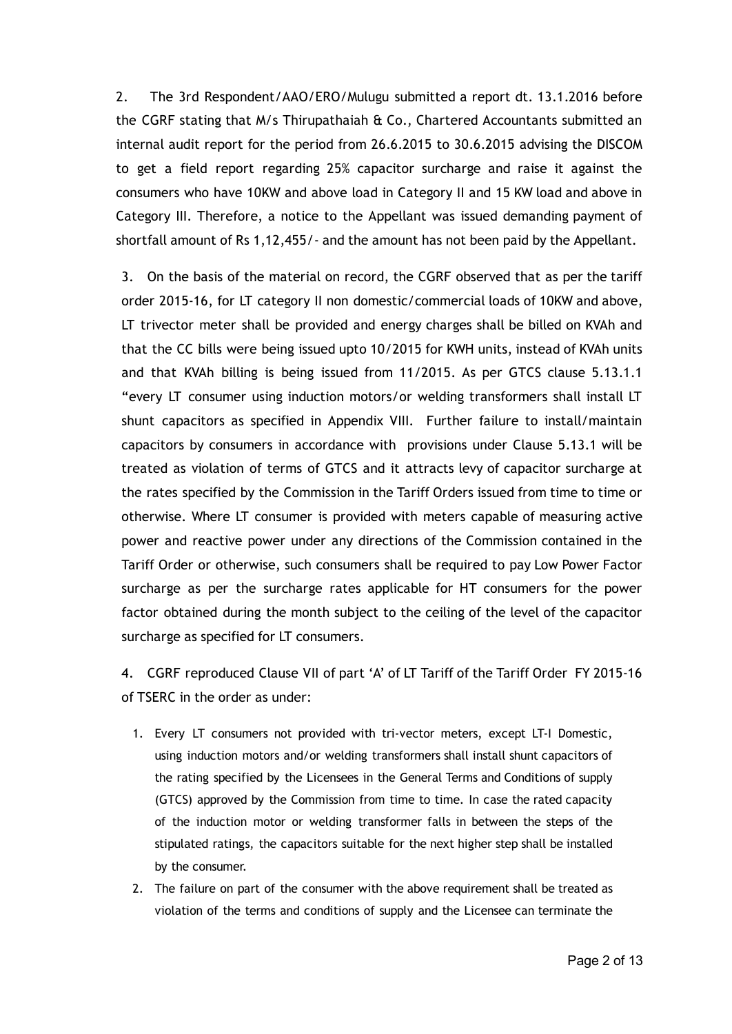2. The 3rd Respondent/AAO/ERO/Mulugu submitted a report dt. 13.1.2016 before the CGRF stating that M/s Thirupathaiah & Co., Chartered Accountants submitted an internal audit report for the period from 26.6.2015 to 30.6.2015 advising the DISCOM to get a field report regarding 25% capacitor surcharge and raise it against the consumers who have 10KW and above load in Category II and 15 KW load and above in Category III. Therefore, a notice to the Appellant was issued demanding payment of shortfall amount of Rs 1,12,455/- and the amount has not been paid by the Appellant.

3. On the basis of the material on record, the CGRF observed that as per the tariff order 2015-16, for LT category II non domestic/commercial loads of 10KW and above, LT trivector meter shall be provided and energy charges shall be billed on KVAh and that the CC bills were being issued upto 10/2015 for KWH units, instead of KVAh units and that KVAh billing is being issued from 11/2015. As per GTCS clause 5.13.1.1 "every LT consumer using induction motors/or welding transformers shall install LT shunt capacitors as specified in Appendix VIII. Further failure to install/maintain capacitors by consumers in accordance with provisions under Clause 5.13.1 will be treated as violation of terms of GTCS and it attracts levy of capacitor surcharge at the rates specified by the Commission in the Tariff Orders issued from time to time or otherwise. Where LT consumer is provided with meters capable of measuring active power and reactive power under any directions of the Commission contained in the Tariff Order or otherwise, such consumers shall be required to pay Low Power Factor surcharge as per the surcharge rates applicable for HT consumers for the power factor obtained during the month subject to the ceiling of the level of the capacitor surcharge as specified for LT consumers.

4. CGRF reproduced Clause VII of part 'A' of LT Tariff of the Tariff Order FY 2015-16 of TSERC in the order as under:

1. Every LT consumers not provided with tri-vector meters, except LT-I Domestic, using induction motors and/or welding transformers shall install shunt capacitors of the rating specified by the Licensees in the General Terms and Conditions of supply (GTCS) approved by the Commission from time to time. In case the rated capacity of the induction motor or welding transformer falls in between the steps of the stipulated ratings, the capacitors suitable for the next higher step shall be installed by the consumer.
2. The failure on part of the consumer with the above requirement shall be treated as violation of the terms and conditions of supply and the Licensee can terminate the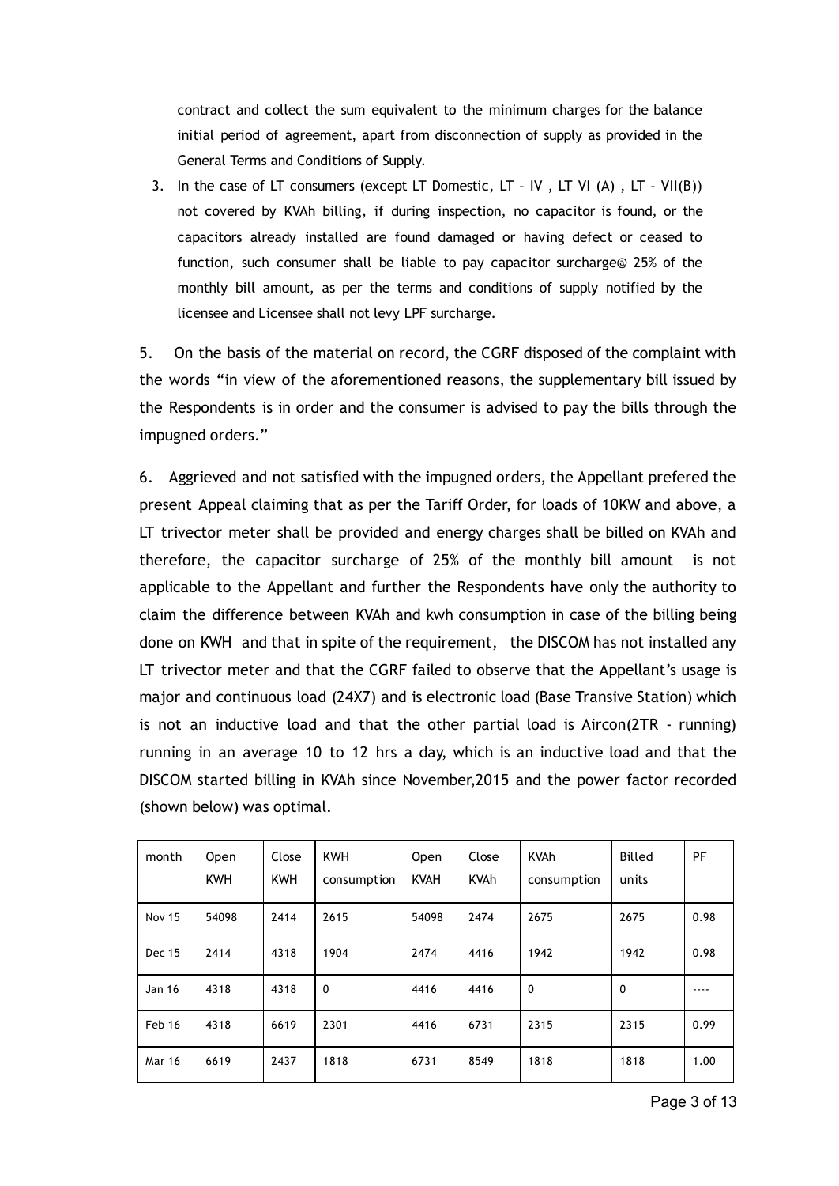contract and collect the sum equivalent to the minimum charges for the balance initial period of agreement, apart from disconnection of supply as provided in the General Terms and Conditions of Supply.

3. In the case of LT consumers (except LT Domestic, LT – IV , LT VI (A) , LT – VII(B)) not covered by KVAh billing, if during inspection, no capacitor is found, or the capacitors already installed are found damaged or having defect or ceased to function, such consumer shall be liable to pay capacitor surcharge@ 25% of the monthly bill amount, as per the terms and conditions of supply notified by the licensee and Licensee shall not levy LPF surcharge.

5. On the basis of the material on record, the CGRF disposed of the complaint with the words "in view of the aforementioned reasons, the supplementary bill issued by the Respondents is in order and the consumer is advised to pay the bills through the impugned orders."

6. Aggrieved and not satisfied with the impugned orders, the Appellant prefered the present Appeal claiming that as per the Tariff Order, for loads of 10KW and above, a LT trivector meter shall be provided and energy charges shall be billed on KVAh and therefore, the capacitor surcharge of 25% of the monthly bill amount is not applicable to the Appellant and further the Respondents have only the authority to claim the difference between KVAh and kwh consumption in case of the billing being done on KWH and that in spite of the requirement, the DISCOM has not installed any LT trivector meter and that the CGRF failed to observe that the Appellant's usage is major and continuous load (24X7) and is electronic load (Base Transive Station) which is not an inductive load and that the other partial load is Aircon(2TR - running) running in an average 10 to 12 hrs a day, which is an inductive load and that the DISCOM started billing in KVAh since November,2015 and the power factor recorded (shown below) was optimal.

| month | Open KWH | Close KWH | KWH consumption | Open KVAH | Close KVAh | KVAh consumption | Billed units | PF |
|---|---|---|---|---|---|---|---|---|
| Nov 15 | 54098 | 2414 | 2615 | 54098 | 2474 | 2675 | 2675 | 0.98 |
| Dec 15 | 2414 | 4318 | 1904 | 2474 | 4416 | 1942 | 1942 | 0.98 |
| Jan 16 | 4318 | 4318 | 0 | 4416 | 4416 | 0 | 0 | ---- |
| Feb 16 | 4318 | 6619 | 2301 | 4416 | 6731 | 2315 | 2315 | 0.99 |
| Mar 16 | 6619 | 2437 | 1818 | 6731 | 8549 | 1818 | 1818 | 1.00 |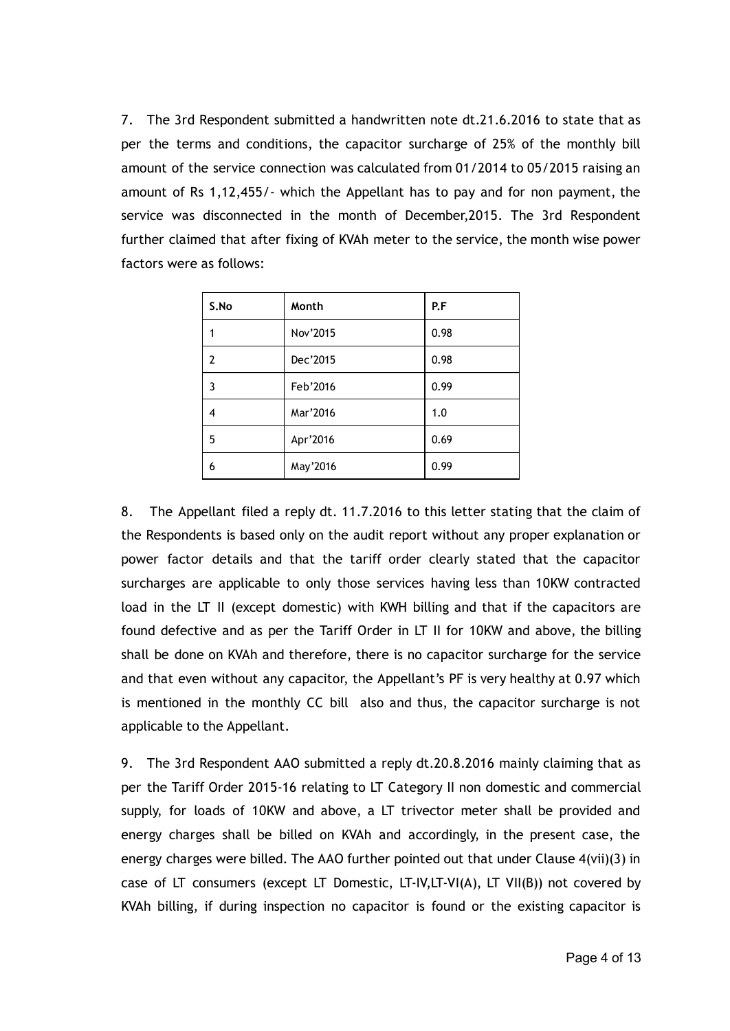7. The 3rd Respondent submitted a handwritten note dt.21.6.2016 to state that as per the terms and conditions, the capacitor surcharge of 25% of the monthly bill amount of the service connection was calculated from 01/2014 to 05/2015 raising an amount of Rs 1,12,455/- which the Appellant has to pay and for non payment, the service was disconnected in the month of December,2015. The 3rd Respondent further claimed that after fixing of KVAh meter to the service, the month wise power factors were as follows:

| S.No | Month | P.F |
|---|---|---|
| 1 | Nov'2015 | 0.98 |
| 2 | Dec'2015 | 0.98 |
| 3 | Feb'2016 | 0.99 |
| 4 | Mar'2016 | 1.0 |
| 5 | Apr'2016 | 0.69 |
| 6 | May'2016 | 0.99 |

8. The Appellant filed a reply dt. 11.7.2016 to this letter stating that the claim of the Respondents is based only on the audit report without any proper explanation or power factor details and that the tariff order clearly stated that the capacitor surcharges are applicable to only those services having less than 10KW contracted load in the LT II (except domestic) with KWH billing and that if the capacitors are found defective and as per the Tariff Order in LT II for 10KW and above, the billing shall be done on KVAh and therefore, there is no capacitor surcharge for the service and that even without any capacitor, the Appellant's PF is very healthy at 0.97 which is mentioned in the monthly CC bill also and thus, the capacitor surcharge is not applicable to the Appellant.

9. The 3rd Respondent AAO submitted a reply dt.20.8.2016 mainly claiming that as per the Tariff Order 2015-16 relating to LT Category II non domestic and commercial supply, for loads of 10KW and above, a LT trivector meter shall be provided and energy charges shall be billed on KVAh and accordingly, in the present case, the energy charges were billed. The AAO further pointed out that under Clause 4(vii)(3) in case of LT consumers (except LT Domestic, LT-IV,LT-VI(A), LT VII(B)) not covered by KVAh billing, if during inspection no capacitor is found or the existing capacitor is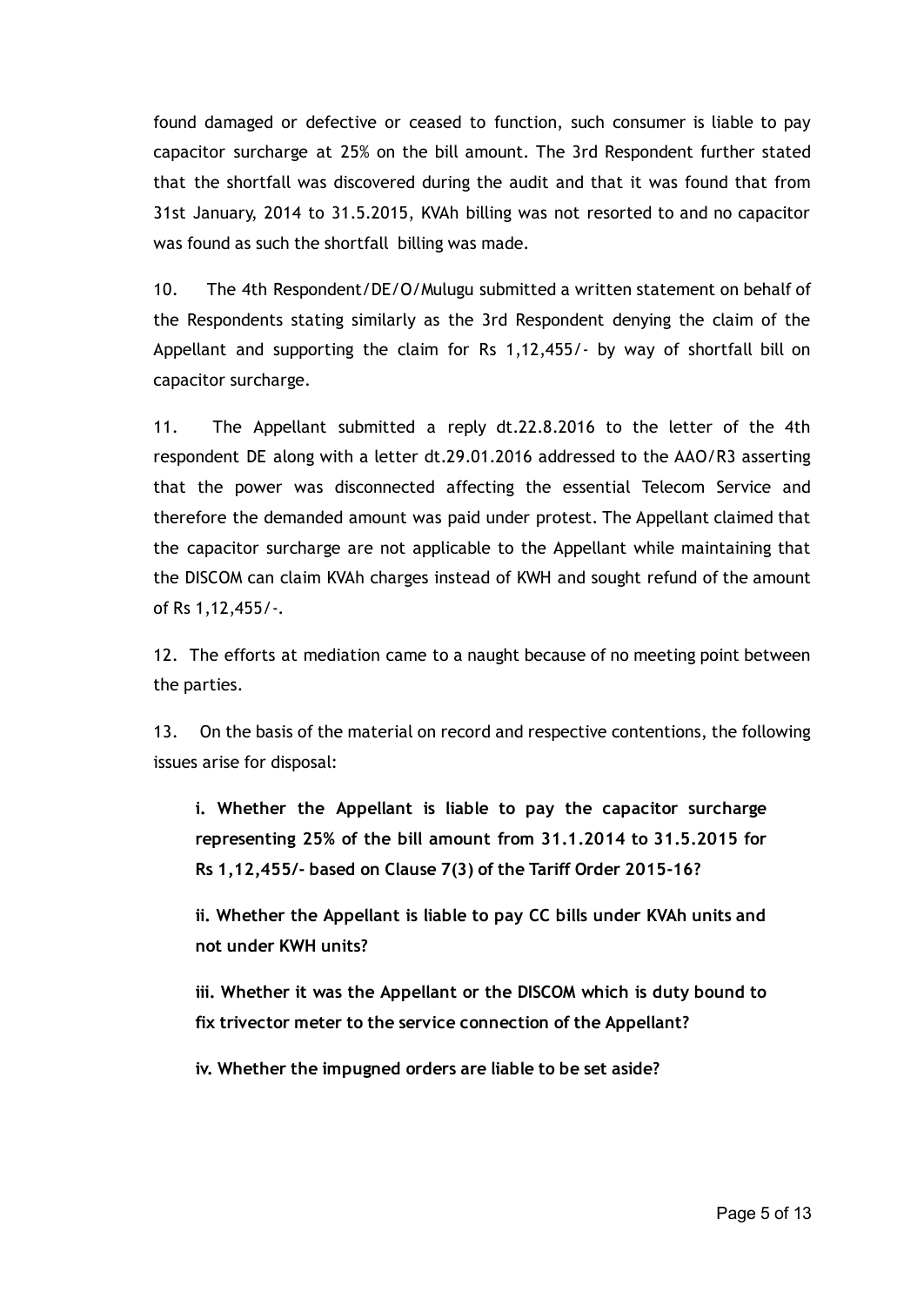found damaged or defective or ceased to function, such consumer is liable to pay capacitor surcharge at 25% on the bill amount. The 3rd Respondent further stated that the shortfall was discovered during the audit and that it was found that from 31st January, 2014 to 31.5.2015, KVAh billing was not resorted to and no capacitor was found as such the shortfall billing was made.

10. The 4th Respondent/DE/O/Mulugu submitted a written statement on behalf of the Respondents stating similarly as the 3rd Respondent denying the claim of the Appellant and supporting the claim for Rs 1,12,455/- by way of shortfall bill on capacitor surcharge.

11. The Appellant submitted a reply dt.22.8.2016 to the letter of the 4th respondent DE along with a letter dt.29.01.2016 addressed to the AAO/R3 asserting that the power was disconnected affecting the essential Telecom Service and therefore the demanded amount was paid under protest. The Appellant claimed that the capacitor surcharge are not applicable to the Appellant while maintaining that the DISCOM can claim KVAh charges instead of KWH and sought refund of the amount of Rs 1,12,455/-.

12. The efforts at mediation came to a naught because of no meeting point between the parties.

13. On the basis of the material on record and respective contentions, the following issues arise for disposal:

**i. Whether the Appellant is liable to pay the capacitor surcharge representing 25% of the bill amount from 31.1.2014 to 31.5.2015 for Rs 1,12,455/- based on Clause 7(3) of the Tariff Order 2015-16?**

**ii. Whether the Appellant is liable to pay CC bills under KVAh units and not under KWH units?**

**iii. Whether it was the Appellant or the DISCOM which is duty bound to fix trivector meter to the service connection of the Appellant?**

**iv. Whether the impugned orders are liable to be set aside?**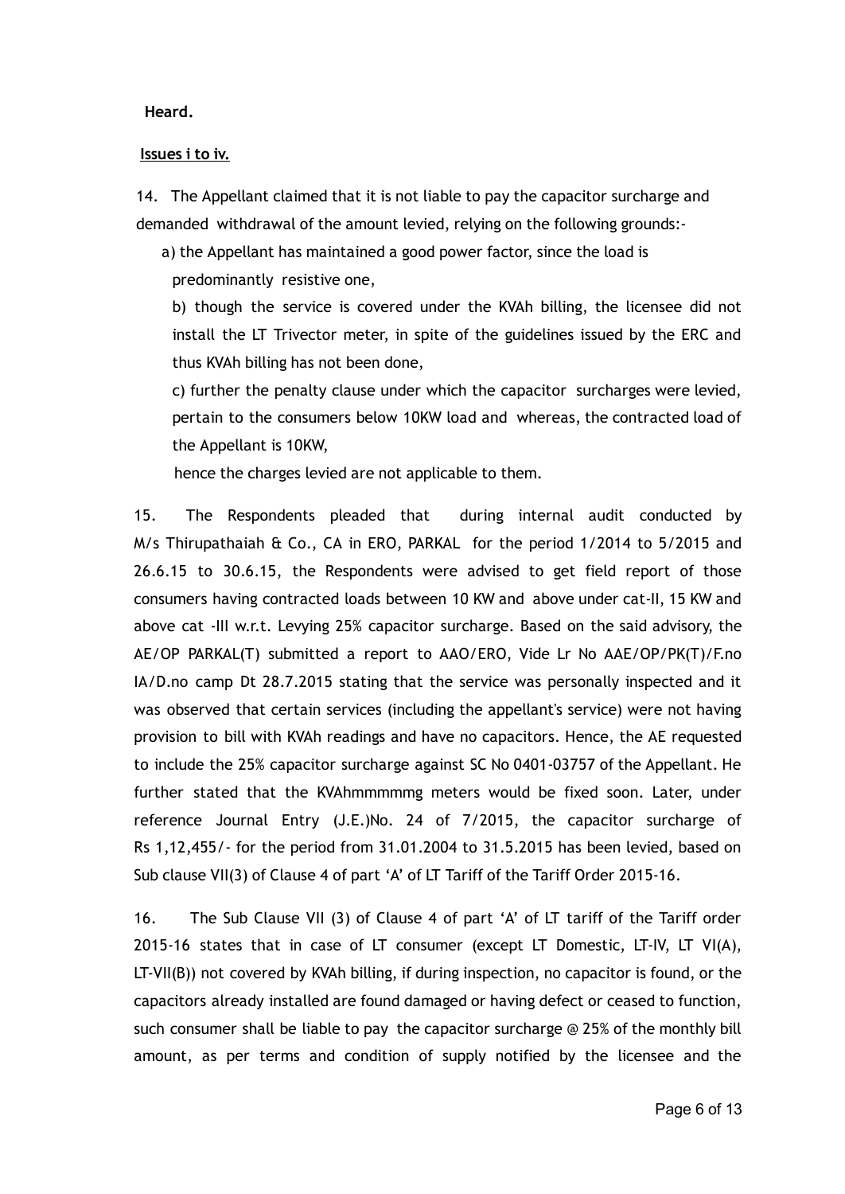**Heard.**

**Issues i to iv.**

14. The Appellant claimed that it is not liable to pay the capacitor surcharge and demanded withdrawal of the amount levied, relying on the following grounds:-

a) the Appellant has maintained a good power factor, since the load is predominantly resistive one,

b) though the service is covered under the KVAh billing, the licensee did not install the LT Trivector meter, in spite of the guidelines issued by the ERC and thus KVAh billing has not been done,

c) further the penalty clause under which the capacitor surcharges were levied, pertain to the consumers below 10KW load and whereas, the contracted load of the Appellant is 10KW,

hence the charges levied are not applicable to them.

15. The Respondents pleaded that during internal audit conducted by M/s Thirupathaiah & Co., CA in ERO, PARKAL for the period 1/2014 to 5/2015 and 26.6.15 to 30.6.15, the Respondents were advised to get field report of those consumers having contracted loads between 10 KW and above under cat-II, 15 KW and above cat -III w.r.t. Levying 25% capacitor surcharge. Based on the said advisory, the AE/OP PARKAL(T) submitted a report to AAO/ERO, Vide Lr No AAE/OP/PK(T)/F.no IA/D.no camp Dt 28.7.2015 stating that the service was personally inspected and it was observed that certain services (including the appellant's service) were not having provision to bill with KVAh readings and have no capacitors. Hence, the AE requested to include the 25% capacitor surcharge against SC No 0401-03757 of the Appellant. He further stated that the KVAhmmmmmg meters would be fixed soon. Later, under reference Journal Entry (J.E.)No. 24 of 7/2015, the capacitor surcharge of Rs 1,12,455/- for the period from 31.01.2004 to 31.5.2015 has been levied, based on Sub clause VII(3) of Clause 4 of part 'A' of LT Tariff of the Tariff Order 2015-16.

16. The Sub Clause VII (3) of Clause 4 of part 'A' of LT tariff of the Tariff order 2015-16 states that in case of LT consumer (except LT Domestic, LT-IV, LT VI(A), LT-VII(B)) not covered by KVAh billing, if during inspection, no capacitor is found, or the capacitors already installed are found damaged or having defect or ceased to function, such consumer shall be liable to pay the capacitor surcharge @ 25% of the monthly bill amount, as per terms and condition of supply notified by the licensee and the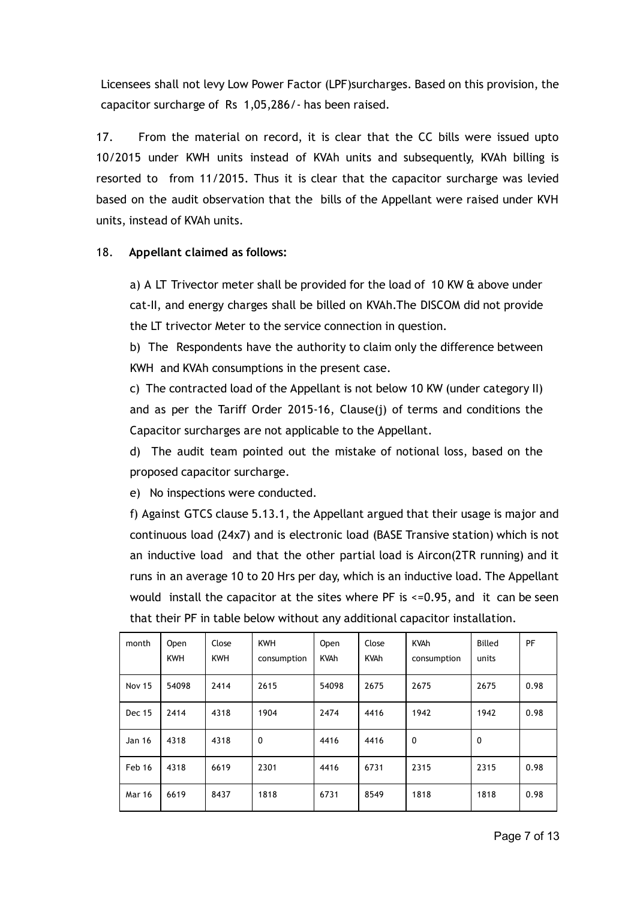Licensees shall not levy Low Power Factor (LPF)surcharges. Based on this provision, the capacitor surcharge of Rs 1,05,286/- has been raised.

17. From the material on record, it is clear that the CC bills were issued upto 10/2015 under KWH units instead of KVAh units and subsequently, KVAh billing is resorted to from 11/2015. Thus it is clear that the capacitor surcharge was levied based on the audit observation that the bills of the Appellant were raised under KVH units, instead of KVAh units.

18. **Appellant claimed as follows:**

a) A LT Trivector meter shall be provided for the load of 10 KW & above under cat-II, and energy charges shall be billed on KVAh.The DISCOM did not provide the LT trivector Meter to the service connection in question.

b) The Respondents have the authority to claim only the difference between KWH and KVAh consumptions in the present case.

c) The contracted load of the Appellant is not below 10 KW (under category II) and as per the Tariff Order 2015-16, Clause(j) of terms and conditions the Capacitor surcharges are not applicable to the Appellant.

d) The audit team pointed out the mistake of notional loss, based on the proposed capacitor surcharge.

e) No inspections were conducted.

f) Against GTCS clause 5.13.1, the Appellant argued that their usage is major and continuous load (24x7) and is electronic load (BASE Transive station) which is not an inductive load and that the other partial load is Aircon(2TR running) and it runs in an average 10 to 20 Hrs per day, which is an inductive load. The Appellant would install the capacitor at the sites where PF is <=0.95, and it can be seen that their PF in table below without any additional capacitor installation.

| month | Open KWH | Close KWH | KWH consumption | Open KVAh | Close KVAh | KVAh consumption | Billed units | PF |
|---|---|---|---|---|---|---|---|---|
| Nov 15 | 54098 | 2414 | 2615 | 54098 | 2675 | 2675 | 2675 | 0.98 |
| Dec 15 | 2414 | 4318 | 1904 | 2474 | 4416 | 1942 | 1942 | 0.98 |
| Jan 16 | 4318 | 4318 | 0 | 4416 | 4416 | 0 | 0 | |
| Feb 16 | 4318 | 6619 | 2301 | 4416 | 6731 | 2315 | 2315 | 0.98 |
| Mar 16 | 6619 | 8437 | 1818 | 6731 | 8549 | 1818 | 1818 | 0.98 |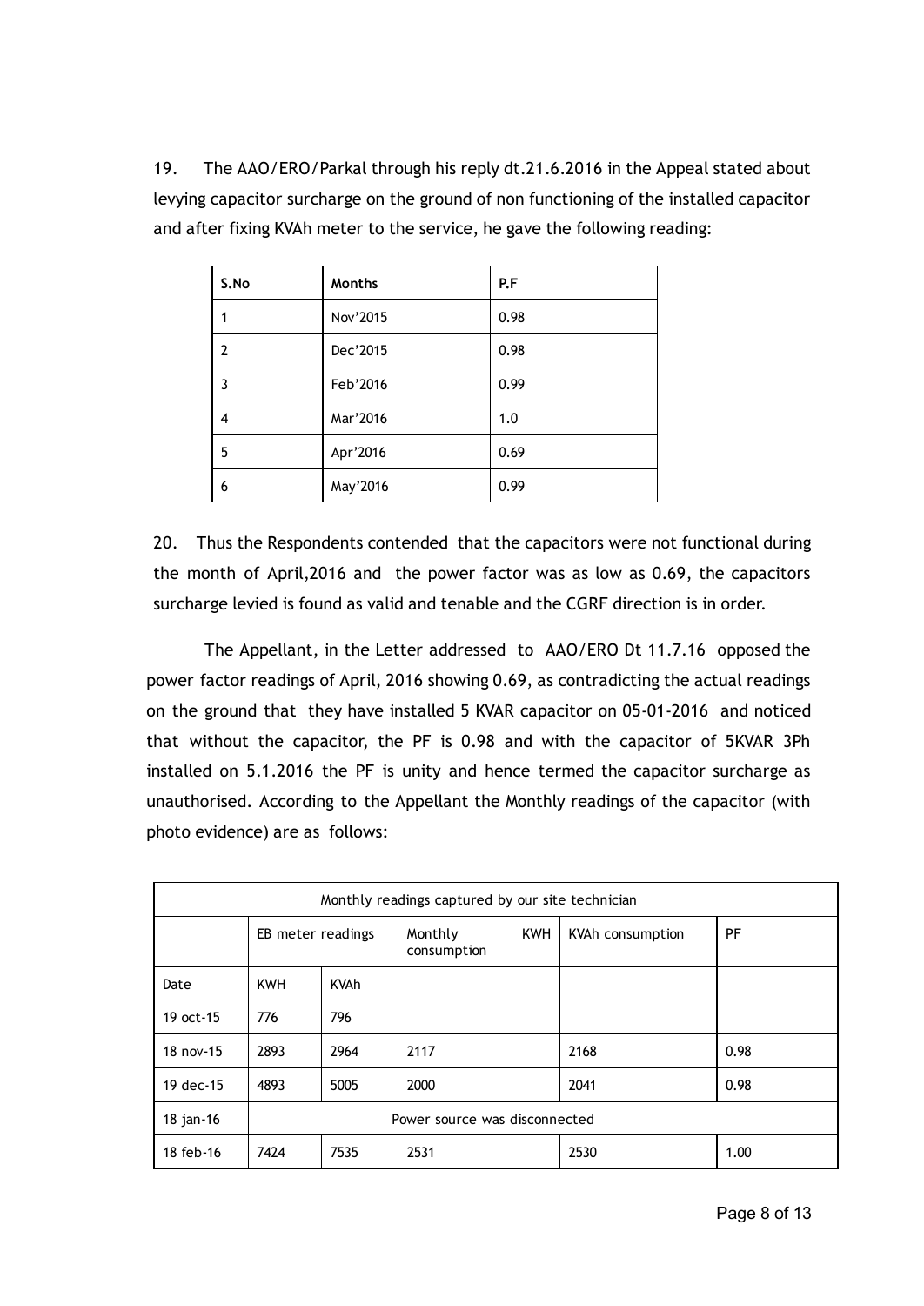19. The AAO/ERO/Parkal through his reply dt.21.6.2016 in the Appeal stated about levying capacitor surcharge on the ground of non functioning of the installed capacitor and after fixing KVAh meter to the service, he gave the following reading:

| S.No | Months | P.F |
|---|---|---|
| 1 | Nov'2015 | 0.98 |
| 2 | Dec'2015 | 0.98 |
| 3 | Feb'2016 | 0.99 |
| 4 | Mar'2016 | 1.0 |
| 5 | Apr'2016 | 0.69 |
| 6 | May'2016 | 0.99 |

20. Thus the Respondents contended that the capacitors were not functional during the month of April,2016 and the power factor was as low as 0.69, the capacitors surcharge levied is found as valid and tenable and the CGRF direction is in order.

The Appellant, in the Letter addressed to AAO/ERO Dt 11.7.16 opposed the power factor readings of April, 2016 showing 0.69, as contradicting the actual readings on the ground that they have installed 5 KVAR capacitor on 05-01-2016 and noticed that without the capacitor, the PF is 0.98 and with the capacitor of 5KVAR 3Ph installed on 5.1.2016 the PF is unity and hence termed the capacitor surcharge as unauthorised. According to the Appellant the Monthly readings of the capacitor (with photo evidence) are as follows:

| Monthly readings captured by our site technician | | | | | |
|---|---|---|---|---|---|
| | EB meter readings | | Monthly KWH consumption | KVAh consumption | PF |
| Date | KWH | KVAh | | | |
| 19 oct-15 | 776 | 796 | | | |
| 18 nov-15 | 2893 | 2964 | 2117 | 2168 | 0.98 |
| 19 dec-15 | 4893 | 5005 | 2000 | 2041 | 0.98 |
| 18 jan-16 | Power source was disconnected | | | | |
| 18 feb-16 | 7424 | 7535 | 2531 | 2530 | 1.00 |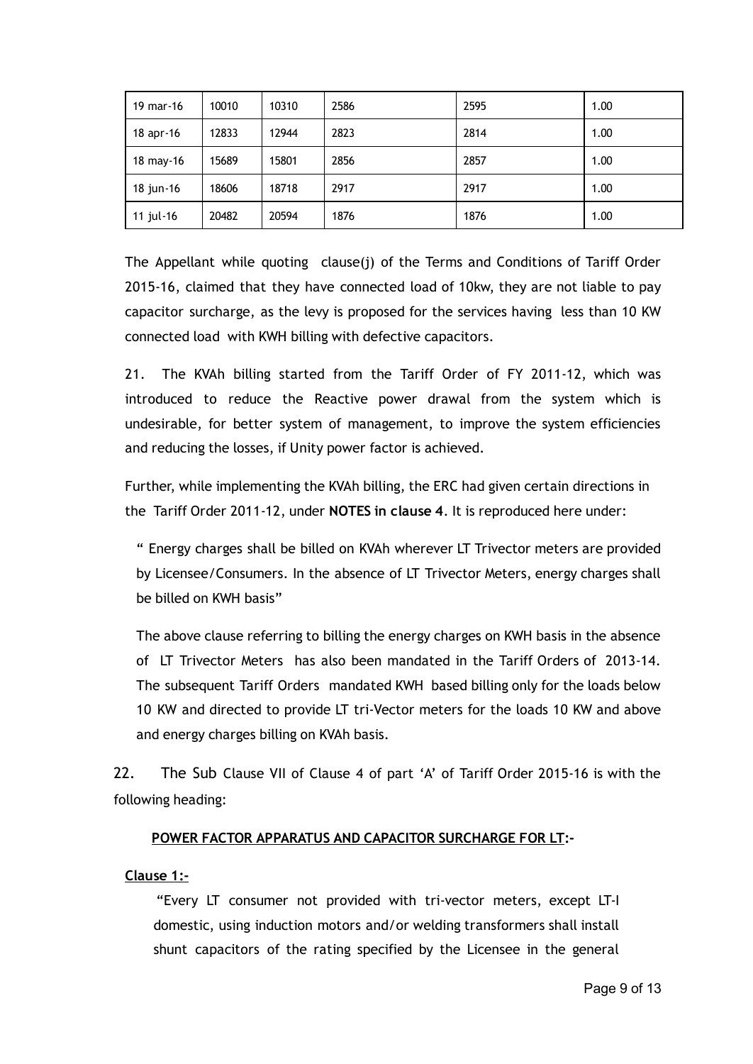| 19 mar-16 | 10010 | 10310 | 2586 | 2595 | 1.00 |
|---|---|---|---|---|---|
| 18 apr-16 | 12833 | 12944 | 2823 | 2814 | 1.00 |
| 18 may-16 | 15689 | 15801 | 2856 | 2857 | 1.00 |
| 18 jun-16 | 18606 | 18718 | 2917 | 2917 | 1.00 |
| 11 jul-16 | 20482 | 20594 | 1876 | 1876 | 1.00 |

The Appellant while quoting clause(j) of the Terms and Conditions of Tariff Order 2015-16, claimed that they have connected load of 10kw, they are not liable to pay capacitor surcharge, as the levy is proposed for the services having less than 10 KW connected load with KWH billing with defective capacitors.

21. The KVAh billing started from the Tariff Order of FY 2011-12, which was introduced to reduce the Reactive power drawal from the system which is undesirable, for better system of management, to improve the system efficiencies and reducing the losses, if Unity power factor is achieved.

Further, while implementing the KVAh billing, the ERC had given certain directions in the Tariff Order 2011-12, under **NOTES in clause 4**. It is reproduced here under:

> " Energy charges shall be billed on KVAh wherever LT Trivector meters are provided by Licensee/Consumers. In the absence of LT Trivector Meters, energy charges shall be billed on KWH basis"
>
> The above clause referring to billing the energy charges on KWH basis in the absence of LT Trivector Meters has also been mandated in the Tariff Orders of 2013-14. The subsequent Tariff Orders mandated KWH based billing only for the loads below 10 KW and directed to provide LT tri-Vector meters for the loads 10 KW and above and energy charges billing on KVAh basis.

22. The Sub Clause VII of Clause 4 of part 'A' of Tariff Order 2015-16 is with the following heading:

**POWER FACTOR APPARATUS AND CAPACITOR SURCHARGE FOR LT:-**

**Clause 1:-**

> "Every LT consumer not provided with tri-vector meters, except LT-I domestic, using induction motors and/or welding transformers shall install shunt capacitors of the rating specified by the Licensee in the general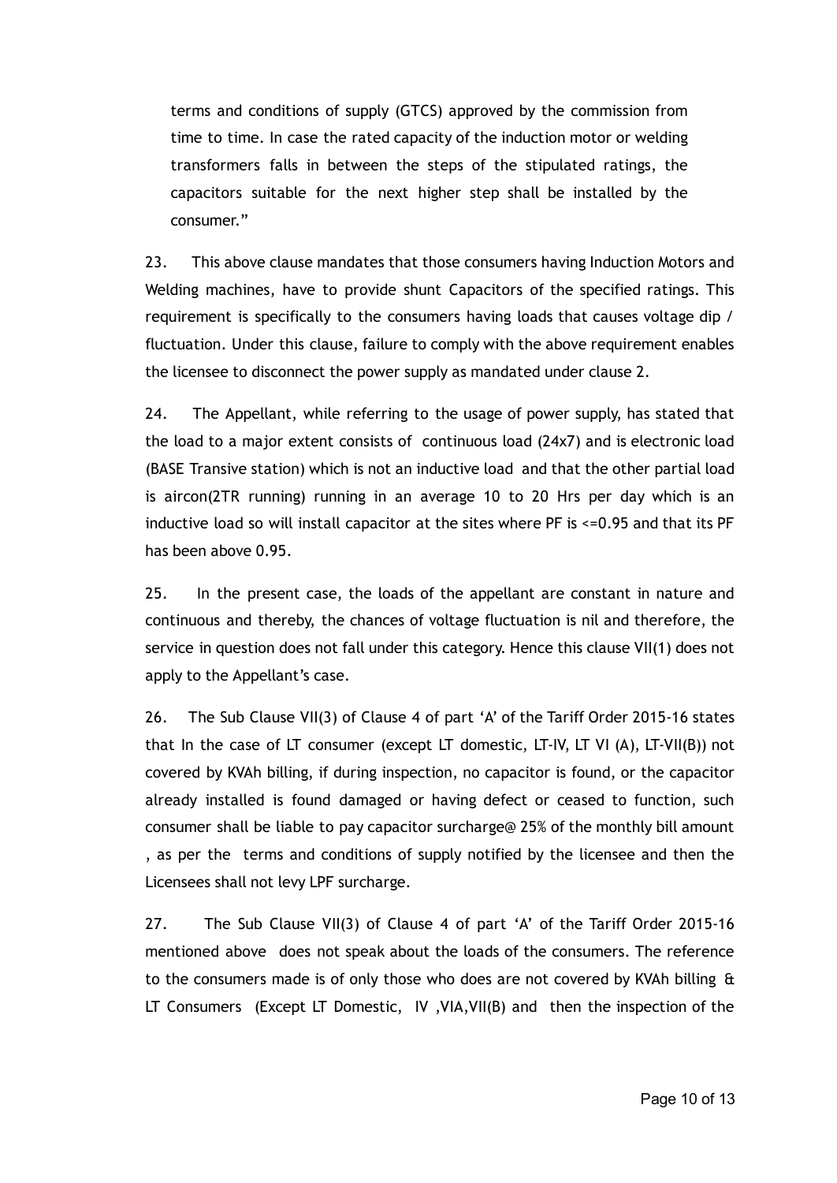terms and conditions of supply (GTCS) approved by the commission from time to time. In case the rated capacity of the induction motor or welding transformers falls in between the steps of the stipulated ratings, the capacitors suitable for the next higher step shall be installed by the consumer."

23. This above clause mandates that those consumers having Induction Motors and Welding machines, have to provide shunt Capacitors of the specified ratings. This requirement is specifically to the consumers having loads that causes voltage dip / fluctuation. Under this clause, failure to comply with the above requirement enables the licensee to disconnect the power supply as mandated under clause 2.

24. The Appellant, while referring to the usage of power supply, has stated that the load to a major extent consists of continuous load (24x7) and is electronic load (BASE Transive station) which is not an inductive load and that the other partial load is aircon(2TR running) running in an average 10 to 20 Hrs per day which is an inductive load so will install capacitor at the sites where PF is <=0.95 and that its PF has been above 0.95.

25. In the present case, the loads of the appellant are constant in nature and continuous and thereby, the chances of voltage fluctuation is nil and therefore, the service in question does not fall under this category. Hence this clause VII(1) does not apply to the Appellant's case.

26. The Sub Clause VII(3) of Clause 4 of part 'A' of the Tariff Order 2015-16 states that In the case of LT consumer (except LT domestic, LT-IV, LT VI (A), LT-VII(B)) not covered by KVAh billing, if during inspection, no capacitor is found, or the capacitor already installed is found damaged or having defect or ceased to function, such consumer shall be liable to pay capacitor surcharge@ 25% of the monthly bill amount , as per the terms and conditions of supply notified by the licensee and then the Licensees shall not levy LPF surcharge.

27. The Sub Clause VII(3) of Clause 4 of part 'A' of the Tariff Order 2015-16 mentioned above does not speak about the loads of the consumers. The reference to the consumers made is of only those who does are not covered by KVAh billing & LT Consumers (Except LT Domestic, IV ,VIA,VII(B) and then the inspection of the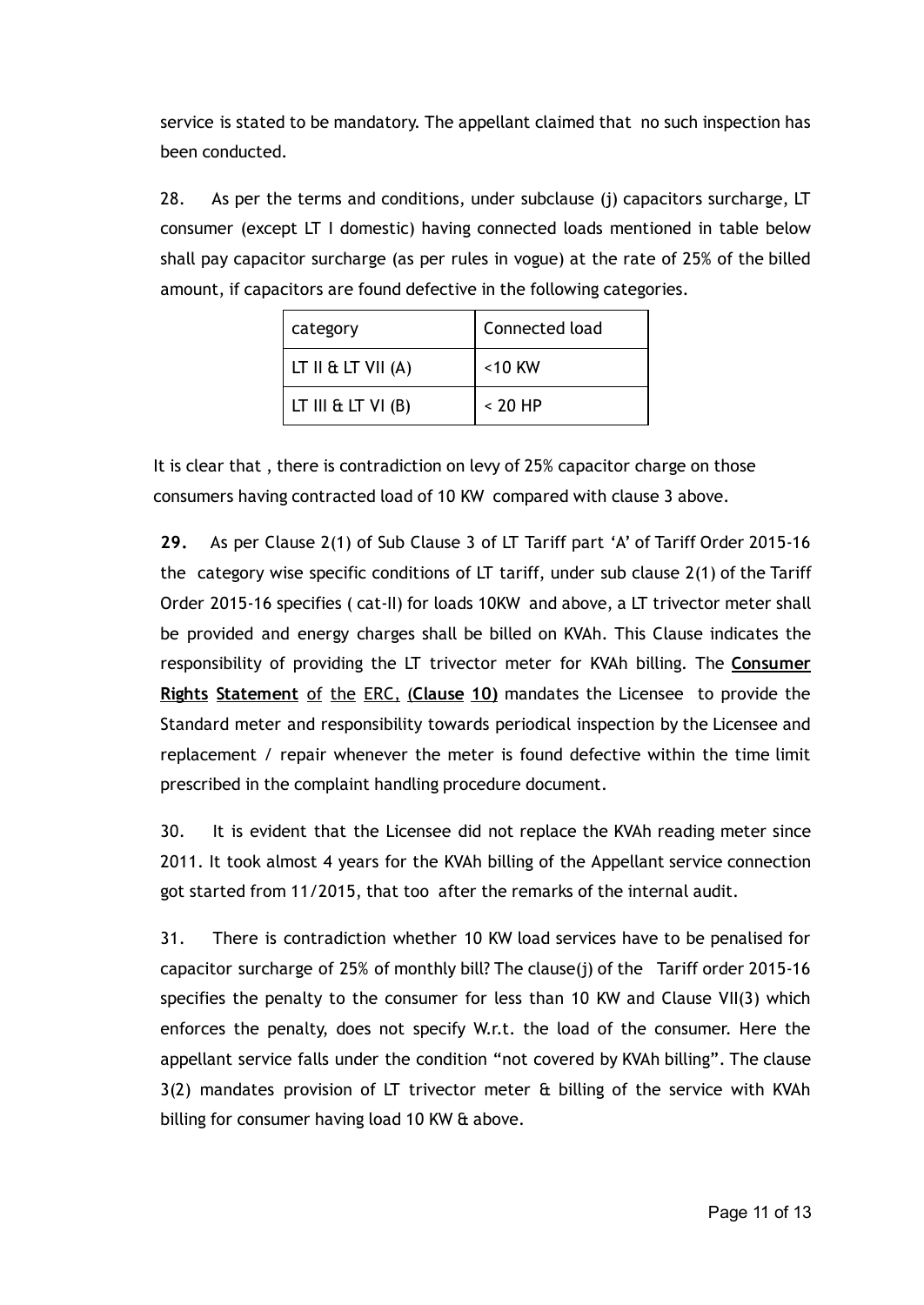service is stated to be mandatory. The appellant claimed that no such inspection has been conducted.

28. As per the terms and conditions, under subclause (j) capacitors surcharge, LT consumer (except LT I domestic) having connected loads mentioned in table below shall pay capacitor surcharge (as per rules in vogue) at the rate of 25% of the billed amount, if capacitors are found defective in the following categories.

| category | Connected load |
|---|---|
| LT II & LT VII (A) | <10 KW |
| LT III & LT VI (B) | < 20 HP |

It is clear that , there is contradiction on levy of 25% capacitor charge on those consumers having contracted load of 10 KW compared with clause 3 above.

**29.** As per Clause 2(1) of Sub Clause 3 of LT Tariff part 'A' of Tariff Order 2015-16 the category wise specific conditions of LT tariff, under sub clause 2(1) of the Tariff Order 2015-16 specifies ( cat-II) for loads 10KW and above, a LT trivector meter shall be provided and energy charges shall be billed on KVAh. This Clause indicates the responsibility of providing the LT trivector meter for KVAh billing. The **Consumer Rights Statement** of the ERC, (**Clause 10)** mandates the Licensee to provide the Standard meter and responsibility towards periodical inspection by the Licensee and replacement / repair whenever the meter is found defective within the time limit prescribed in the complaint handling procedure document.

30. It is evident that the Licensee did not replace the KVAh reading meter since 2011. It took almost 4 years for the KVAh billing of the Appellant service connection got started from 11/2015, that too after the remarks of the internal audit.

31. There is contradiction whether 10 KW load services have to be penalised for capacitor surcharge of 25% of monthly bill? The clause(j) of the Tariff order 2015-16 specifies the penalty to the consumer for less than 10 KW and Clause VII(3) which enforces the penalty, does not specify W.r.t. the load of the consumer. Here the appellant service falls under the condition "not covered by KVAh billing". The clause 3(2) mandates provision of LT trivector meter & billing of the service with KVAh billing for consumer having load 10 KW & above.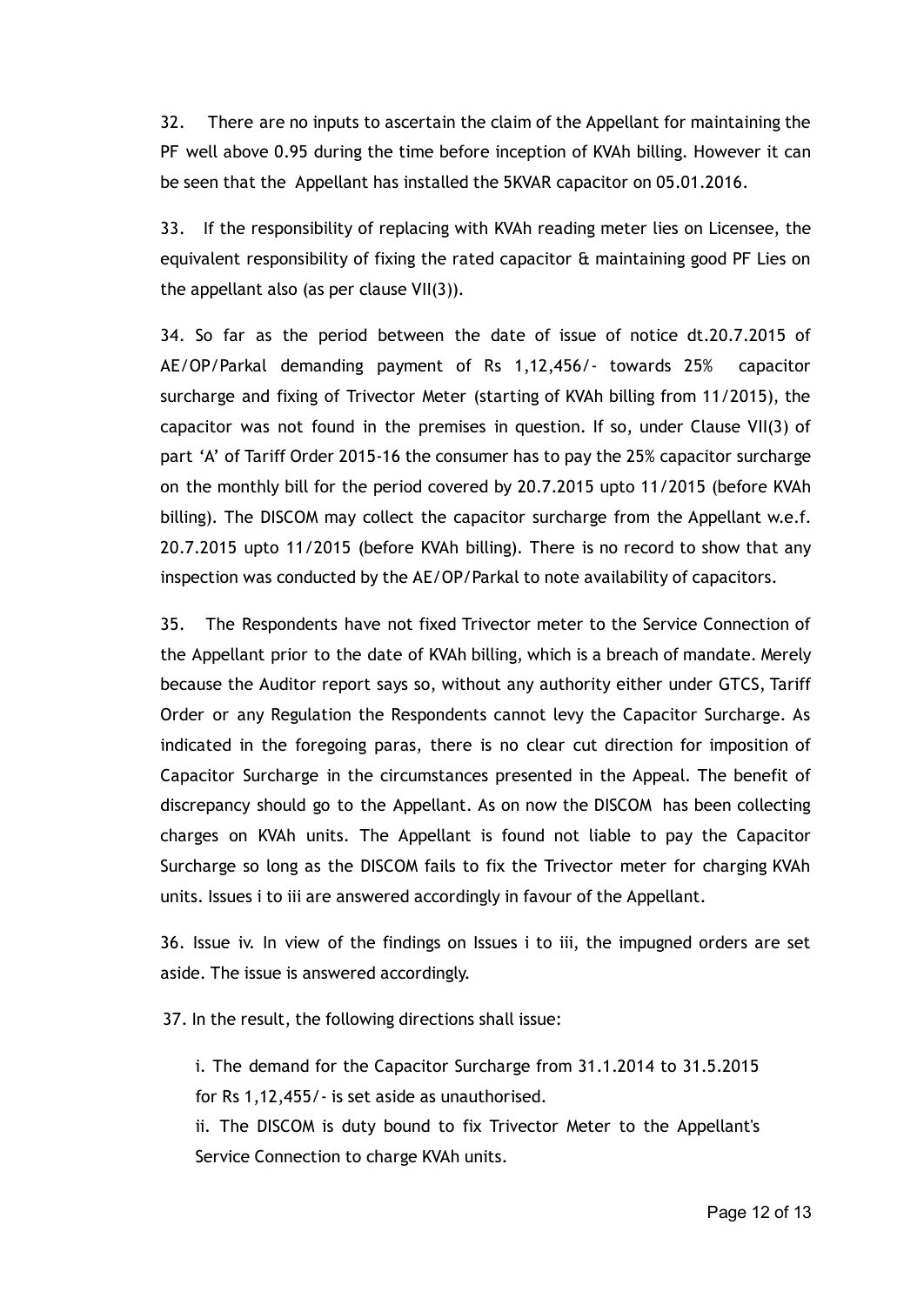32. There are no inputs to ascertain the claim of the Appellant for maintaining the PF well above 0.95 during the time before inception of KVAh billing. However it can be seen that the Appellant has installed the 5KVAR capacitor on 05.01.2016.

33. If the responsibility of replacing with KVAh reading meter lies on Licensee, the equivalent responsibility of fixing the rated capacitor & maintaining good PF Lies on the appellant also (as per clause VII(3)).

34. So far as the period between the date of issue of notice dt.20.7.2015 of AE/OP/Parkal demanding payment of Rs 1,12,456/- towards 25% capacitor surcharge and fixing of Trivector Meter (starting of KVAh billing from 11/2015), the capacitor was not found in the premises in question. If so, under Clause VII(3) of part 'A' of Tariff Order 2015-16 the consumer has to pay the 25% capacitor surcharge on the monthly bill for the period covered by 20.7.2015 upto 11/2015 (before KVAh billing). The DISCOM may collect the capacitor surcharge from the Appellant w.e.f. 20.7.2015 upto 11/2015 (before KVAh billing). There is no record to show that any inspection was conducted by the AE/OP/Parkal to note availability of capacitors.

35. The Respondents have not fixed Trivector meter to the Service Connection of the Appellant prior to the date of KVAh billing, which is a breach of mandate. Merely because the Auditor report says so, without any authority either under GTCS, Tariff Order or any Regulation the Respondents cannot levy the Capacitor Surcharge. As indicated in the foregoing paras, there is no clear cut direction for imposition of Capacitor Surcharge in the circumstances presented in the Appeal. The benefit of discrepancy should go to the Appellant. As on now the DISCOM has been collecting charges on KVAh units. The Appellant is found not liable to pay the Capacitor Surcharge so long as the DISCOM fails to fix the Trivector meter for charging KVAh units. Issues i to iii are answered accordingly in favour of the Appellant.

36. Issue iv. In view of the findings on Issues i to iii, the impugned orders are set aside. The issue is answered accordingly.

37. In the result, the following directions shall issue:

i. The demand for the Capacitor Surcharge from 31.1.2014 to 31.5.2015 for Rs 1,12,455/- is set aside as unauthorised.

ii. The DISCOM is duty bound to fix Trivector Meter to the Appellant's Service Connection to charge KVAh units.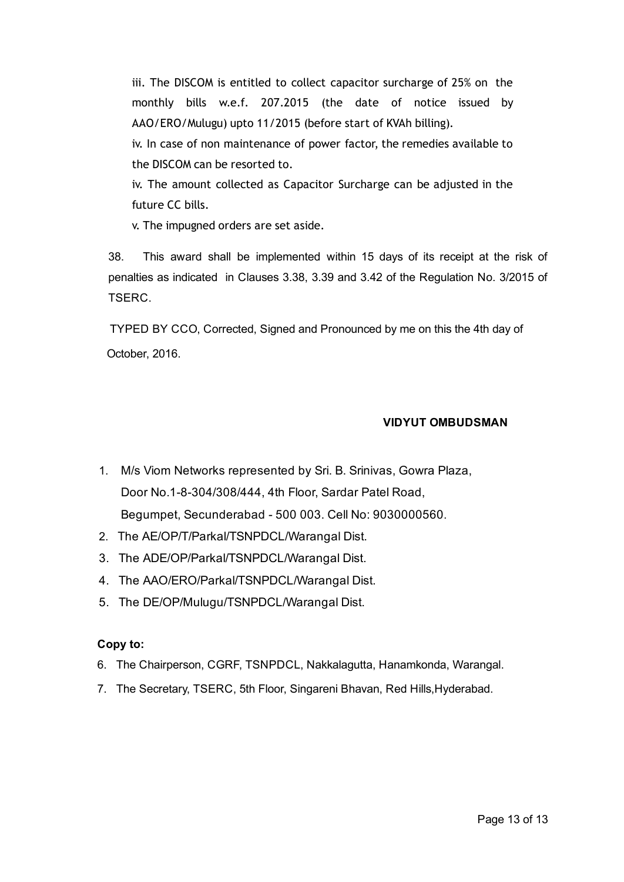iii. The DISCOM is entitled to collect capacitor surcharge of 25% on the monthly bills w.e.f. 207.2015 (the date of notice issued by AAO/ERO/Mulugu) upto 11/2015 (before start of KVAh billing).

iv. In case of non maintenance of power factor, the remedies available to the DISCOM can be resorted to.

iv. The amount collected as Capacitor Surcharge can be adjusted in the future CC bills.

v. The impugned orders are set aside.

38. This award shall be implemented within 15 days of its receipt at the risk of penalties as indicated in Clauses 3.38, 3.39 and 3.42 of the Regulation No. 3/2015 of TSERC.

TYPED BY CCO, Corrected, Signed and Pronounced by me on this the 4th day of October, 2016.

**VIDYUT OMBUDSMAN**

1. M/s Viom Networks represented by Sri. B. Srinivas, Gowra Plaza, Door No.1-8-304/308/444, 4th Floor, Sardar Patel Road, Begumpet, Secunderabad - 500 003. Cell No: 9030000560.
2. The AE/OP/T/Parkal/TSNPDCL/Warangal Dist.
3. The ADE/OP/Parkal/TSNPDCL/Warangal Dist.
4. The AAO/ERO/Parkal/TSNPDCL/Warangal Dist.
5. The DE/OP/Mulugu/TSNPDCL/Warangal Dist.

**Copy to:**

6. The Chairperson, CGRF, TSNPDCL, Nakkalagutta, Hanamkonda, Warangal.
7. The Secretary, TSERC, 5th Floor, Singareni Bhavan, Red Hills,Hyderabad.